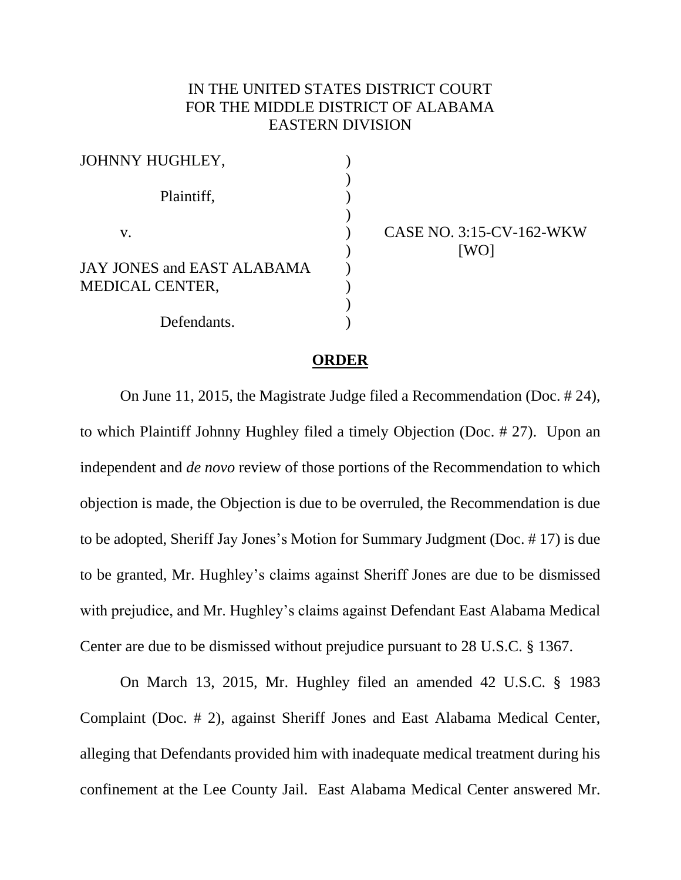IN THE UNITED STATES DISTRICT COURT
FOR THE MIDDLE DISTRICT OF ALABAMA
EASTERN DIVISION

| | | |
|---|---|---|
| JOHNNY HUGHLEY, | ) | |
| | ) | |
| Plaintiff, | ) | |
| | ) | |
| v. | ) | CASE NO. 3:15-CV-162-WKW |
| | ) | [WO] |
| JAY JONES and EAST ALABAMA MEDICAL CENTER, | ) | |
| | ) | |
| Defendants. | ) | |

## ORDER

On June 11, 2015, the Magistrate Judge filed a Recommendation (Doc. # 24), to which Plaintiff Johnny Hughley filed a timely Objection (Doc. # 27). Upon an independent and *de novo* review of those portions of the Recommendation to which objection is made, the Objection is due to be overruled, the Recommendation is due to be adopted, Sheriff Jay Jones's Motion for Summary Judgment (Doc. # 17) is due to be granted, Mr. Hughley's claims against Sheriff Jones are due to be dismissed with prejudice, and Mr. Hughley's claims against Defendant East Alabama Medical Center are due to be dismissed without prejudice pursuant to 28 U.S.C. § 1367.

On March 13, 2015, Mr. Hughley filed an amended 42 U.S.C. § 1983 Complaint (Doc. # 2), against Sheriff Jones and East Alabama Medical Center, alleging that Defendants provided him with inadequate medical treatment during his confinement at the Lee County Jail. East Alabama Medical Center answered Mr.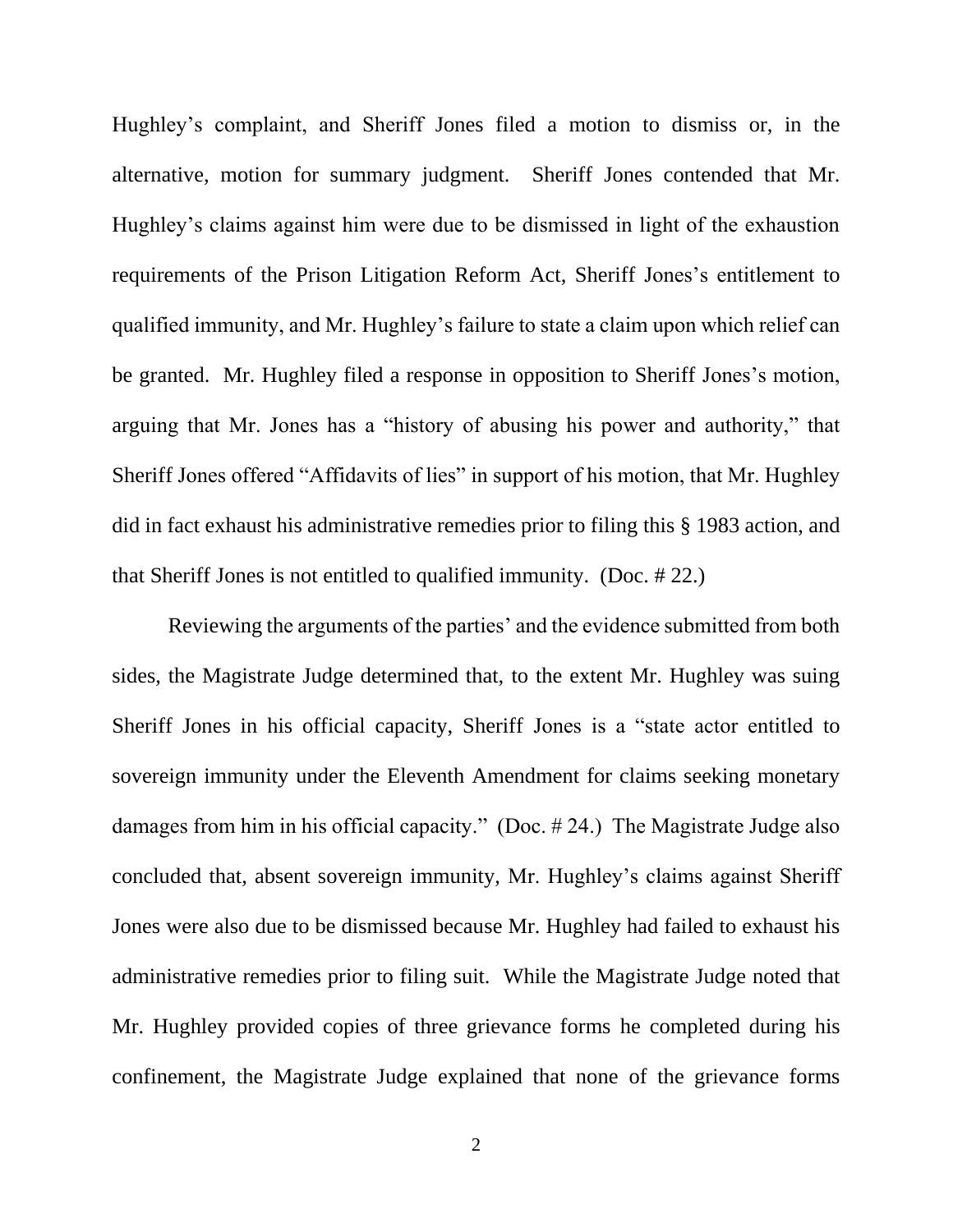Hughley's complaint, and Sheriff Jones filed a motion to dismiss or, in the alternative, motion for summary judgment. Sheriff Jones contended that Mr. Hughley's claims against him were due to be dismissed in light of the exhaustion requirements of the Prison Litigation Reform Act, Sheriff Jones's entitlement to qualified immunity, and Mr. Hughley's failure to state a claim upon which relief can be granted. Mr. Hughley filed a response in opposition to Sheriff Jones's motion, arguing that Mr. Jones has a "history of abusing his power and authority," that Sheriff Jones offered "Affidavits of lies" in support of his motion, that Mr. Hughley did in fact exhaust his administrative remedies prior to filing this § 1983 action, and that Sheriff Jones is not entitled to qualified immunity. (Doc. # 22.)

Reviewing the arguments of the parties' and the evidence submitted from both sides, the Magistrate Judge determined that, to the extent Mr. Hughley was suing Sheriff Jones in his official capacity, Sheriff Jones is a "state actor entitled to sovereign immunity under the Eleventh Amendment for claims seeking monetary damages from him in his official capacity." (Doc. # 24.) The Magistrate Judge also concluded that, absent sovereign immunity, Mr. Hughley's claims against Sheriff Jones were also due to be dismissed because Mr. Hughley had failed to exhaust his administrative remedies prior to filing suit. While the Magistrate Judge noted that Mr. Hughley provided copies of three grievance forms he completed during his confinement, the Magistrate Judge explained that none of the grievance forms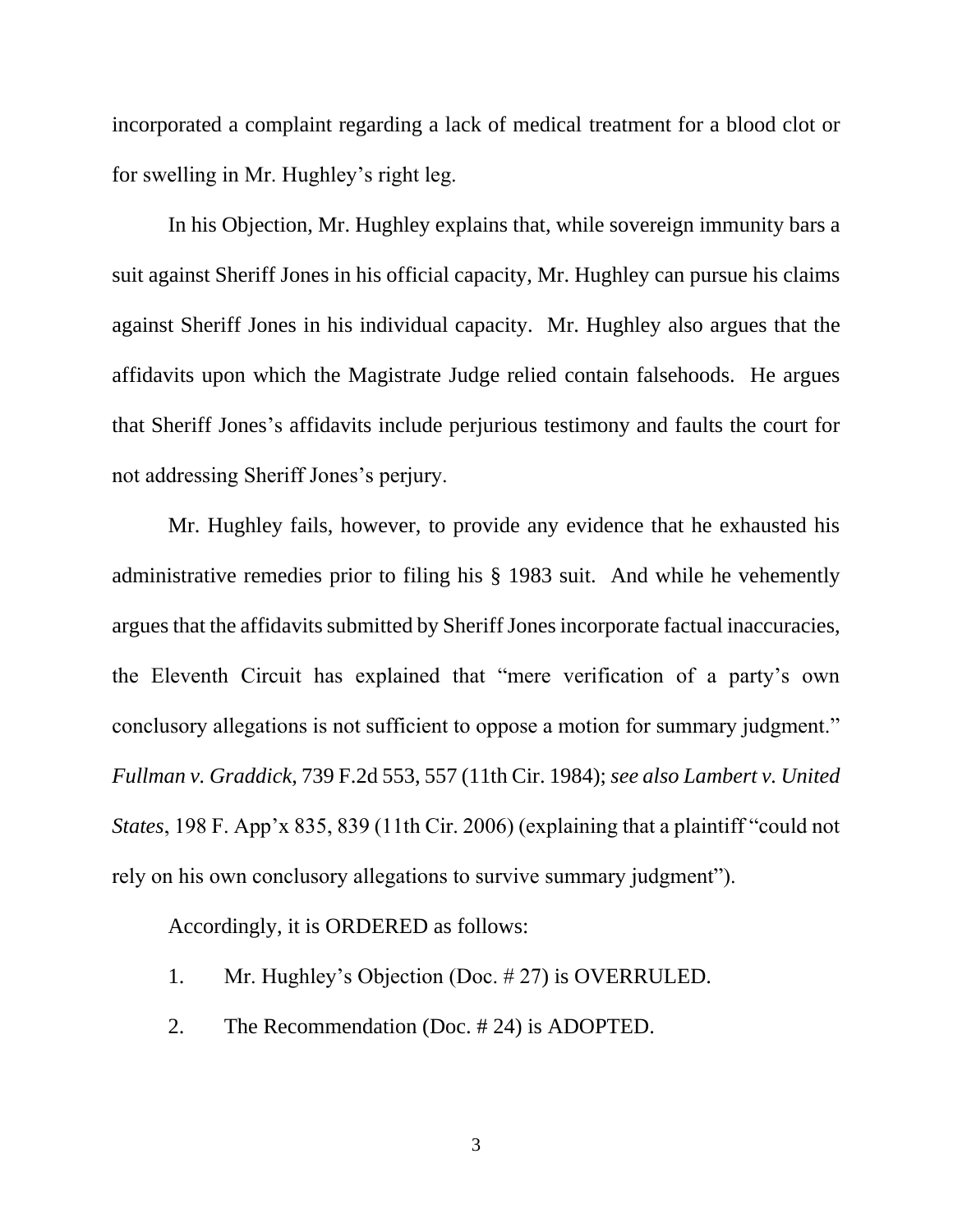incorporated a complaint regarding a lack of medical treatment for a blood clot or for swelling in Mr. Hughley's right leg.

In his Objection, Mr. Hughley explains that, while sovereign immunity bars a suit against Sheriff Jones in his official capacity, Mr. Hughley can pursue his claims against Sheriff Jones in his individual capacity. Mr. Hughley also argues that the affidavits upon which the Magistrate Judge relied contain falsehoods. He argues that Sheriff Jones's affidavits include perjurious testimony and faults the court for not addressing Sheriff Jones's perjury.

Mr. Hughley fails, however, to provide any evidence that he exhausted his administrative remedies prior to filing his § 1983 suit. And while he vehemently argues that the affidavits submitted by Sheriff Jones incorporate factual inaccuracies, the Eleventh Circuit has explained that "mere verification of a party's own conclusory allegations is not sufficient to oppose a motion for summary judgment." *Fullman v. Graddick*, 739 F.2d 553, 557 (11th Cir. 1984); *see also Lambert v. United States*, 198 F. App'x 835, 839 (11th Cir. 2006) (explaining that a plaintiff "could not rely on his own conclusory allegations to survive summary judgment").

Accordingly, it is ORDERED as follows:

1. Mr. Hughley's Objection (Doc. # 27) is OVERRULED.
2. The Recommendation (Doc. # 24) is ADOPTED.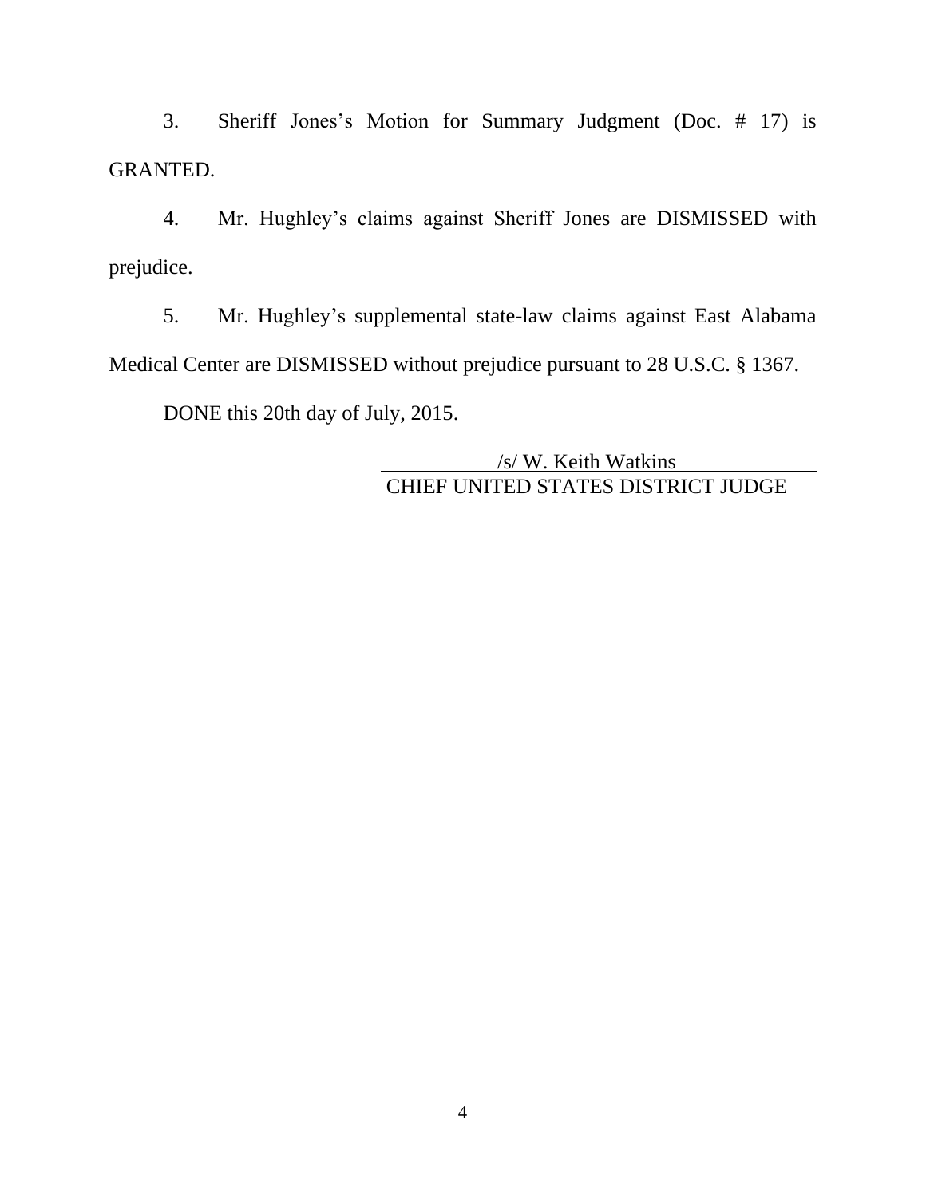3. Sheriff Jones's Motion for Summary Judgment (Doc. # 17) is GRANTED.

4. Mr. Hughley's claims against Sheriff Jones are DISMISSED with prejudice.

5. Mr. Hughley's supplemental state-law claims against East Alabama Medical Center are DISMISSED without prejudice pursuant to 28 U.S.C. § 1367.

DONE this 20th day of July, 2015.

/s/ W. Keith Watkins
CHIEF UNITED STATES DISTRICT JUDGE